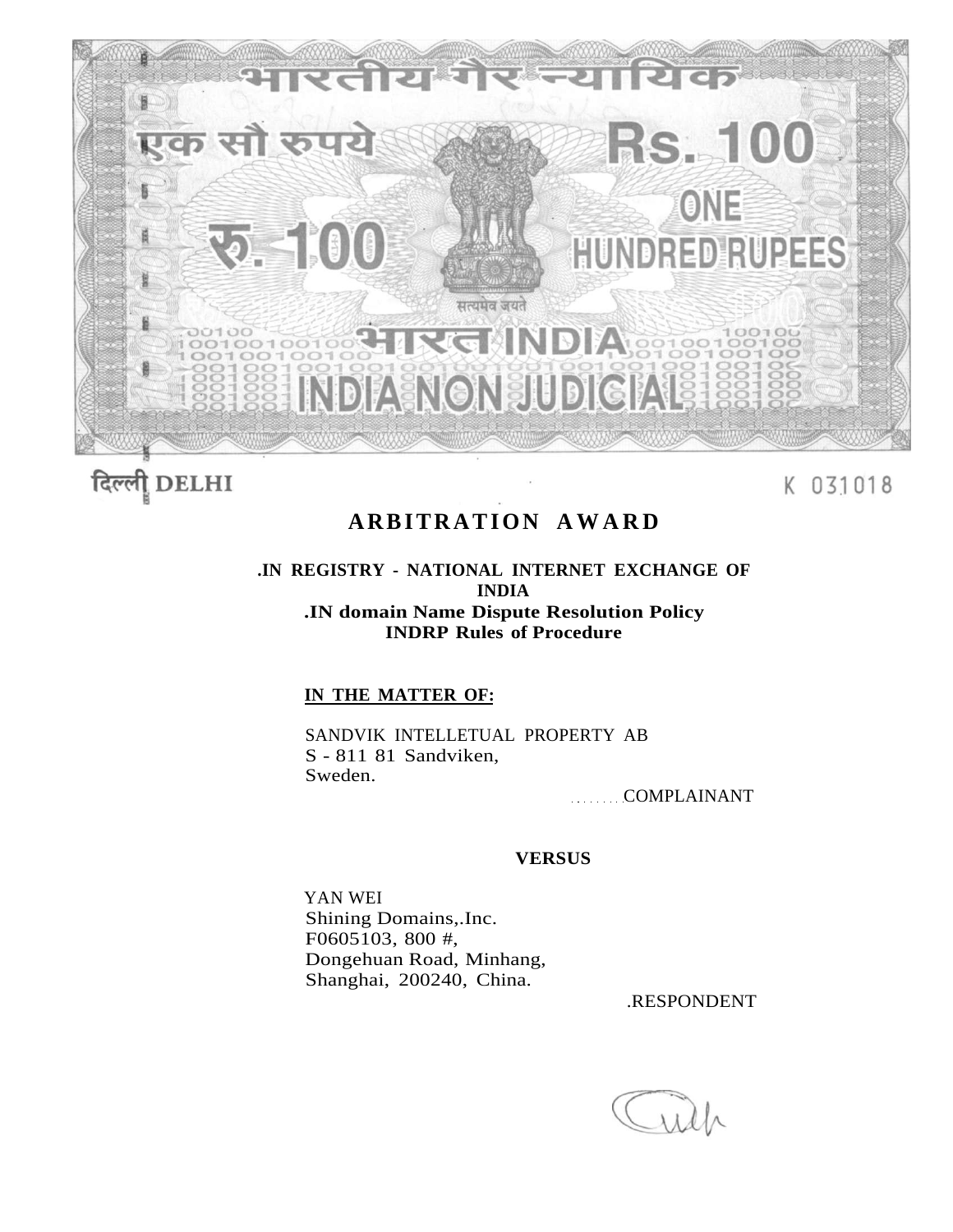भारतीय गैर न्यायिक

एक सौ रुपये

Rs. 100

ONE HUNDRED RUPEES

रु. 100

सत्यमेव जयते

भारत INDIA

INDIA NON JUDICIAL

दिल्ली DELHI

K 031018

# ARBITRATION AWARD

**.IN REGISTRY - NATIONAL INTERNET EXCHANGE OF INDIA**
**.IN domain Name Dispute Resolution Policy**
**INDRP Rules of Procedure**

**IN THE MATTER OF:**

SANDVIK INTELLETUAL PROPERTY AB
S - 811 81 Sandviken,
Sweden.

........COMPLAINANT

**VERSUS**

YAN WEI
Shining Domains,.Inc.
F0605103, 800 #,
Dongehuan Road, Minhang,
Shanghai, 200240, China.

.RESPONDENT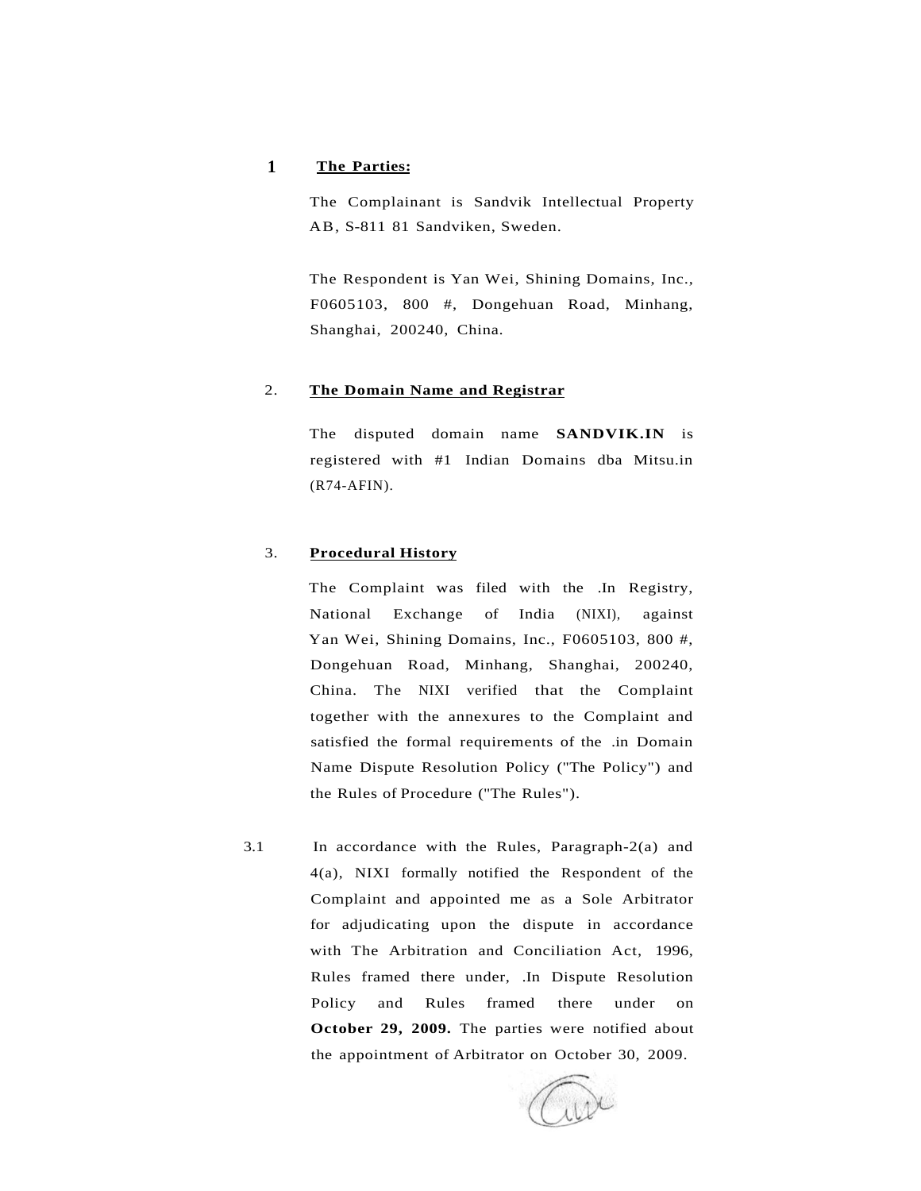## 1 The Parties:

The Complainant is Sandvik Intellectual Property AB, S-811 81 Sandviken, Sweden.

The Respondent is Yan Wei, Shining Domains, Inc., F0605103, 800 #, Dongehuan Road, Minhang, Shanghai, 200240, China.

## 2. The Domain Name and Registrar

The disputed domain name **SANDVIK.IN** is registered with #1 Indian Domains dba Mitsu.in (R74-AFIN).

## 3. Procedural History

The Complaint was filed with the .In Registry, National Exchange of India (NIXI), against Yan Wei, Shining Domains, Inc., F0605103, 800 #, Dongehuan Road, Minhang, Shanghai, 200240, China. The NIXI verified that the Complaint together with the annexures to the Complaint and satisfied the formal requirements of the .in Domain Name Dispute Resolution Policy ("The Policy") and the Rules of Procedure ("The Rules").

3.1 In accordance with the Rules, Paragraph-2(a) and 4(a), NIXI formally notified the Respondent of the Complaint and appointed me as a Sole Arbitrator for adjudicating upon the dispute in accordance with The Arbitration and Conciliation Act, 1996, Rules framed there under, .In Dispute Resolution Policy and Rules framed there under on **October 29, 2009.** The parties were notified about the appointment of Arbitrator on October 30, 2009.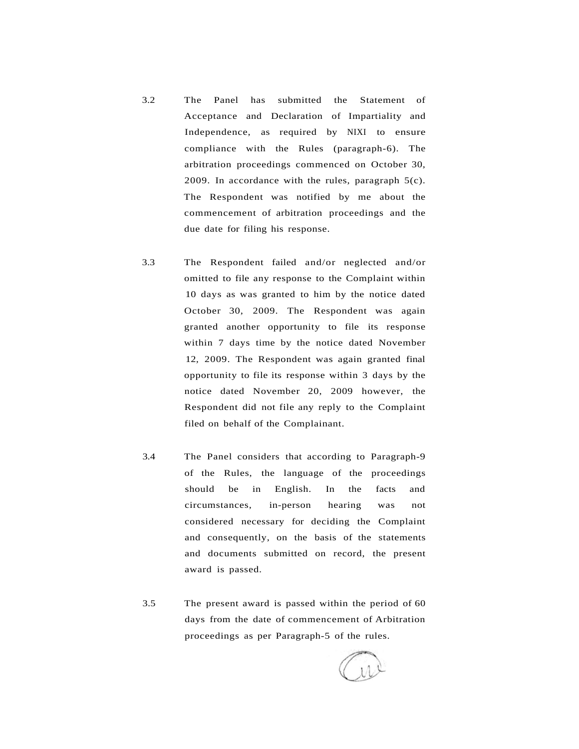3.2 The Panel has submitted the Statement of Acceptance and Declaration of Impartiality and Independence, as required by NIXI to ensure compliance with the Rules (paragraph-6). The arbitration proceedings commenced on October 30, 2009. In accordance with the rules, paragraph 5(c). The Respondent was notified by me about the commencement of arbitration proceedings and the due date for filing his response.

3.3 The Respondent failed and/or neglected and/or omitted to file any response to the Complaint within 10 days as was granted to him by the notice dated October 30, 2009. The Respondent was again granted another opportunity to file its response within 7 days time by the notice dated November 12, 2009. The Respondent was again granted final opportunity to file its response within 3 days by the notice dated November 20, 2009 however, the Respondent did not file any reply to the Complaint filed on behalf of the Complainant.

3.4 The Panel considers that according to Paragraph-9 of the Rules, the language of the proceedings should be in English. In the facts and circumstances, in-person hearing was not considered necessary for deciding the Complaint and consequently, on the basis of the statements and documents submitted on record, the present award is passed.

3.5 The present award is passed within the period of 60 days from the date of commencement of Arbitration proceedings as per Paragraph-5 of the rules.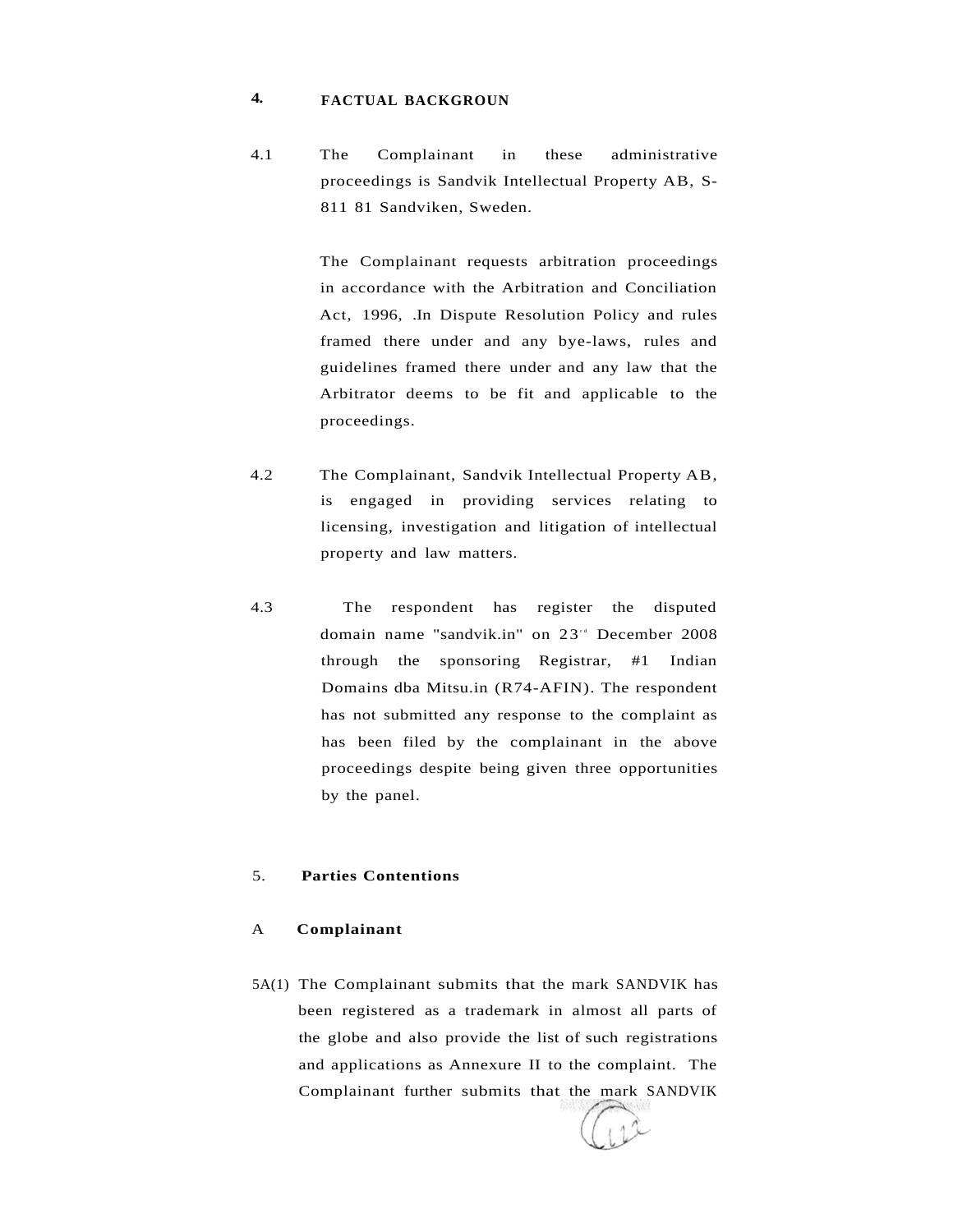## 4. FACTUAL BACKGROUN

4.1 The Complainant in these administrative proceedings is Sandvik Intellectual Property AB, S-811 81 Sandviken, Sweden.

The Complainant requests arbitration proceedings in accordance with the Arbitration and Conciliation Act, 1996, .In Dispute Resolution Policy and rules framed there under and any bye-laws, rules and guidelines framed there under and any law that the Arbitrator deems to be fit and applicable to the proceedings.

4.2 The Complainant, Sandvik Intellectual Property AB, is engaged in providing services relating to licensing, investigation and litigation of intellectual property and law matters.

4.3 The respondent has register the disputed domain name "sandvik.in" on 23rd December 2008 through the sponsoring Registrar, #1 Indian Domains dba Mitsu.in (R74-AFIN). The respondent has not submitted any response to the complaint as has been filed by the complainant in the above proceedings despite being given three opportunities by the panel.

## 5. Parties Contentions

### A Complainant

5A(1) The Complainant submits that the mark SANDVIK has been registered as a trademark in almost all parts of the globe and also provide the list of such registrations and applications as Annexure II to the complaint. The Complainant further submits that the mark SANDVIK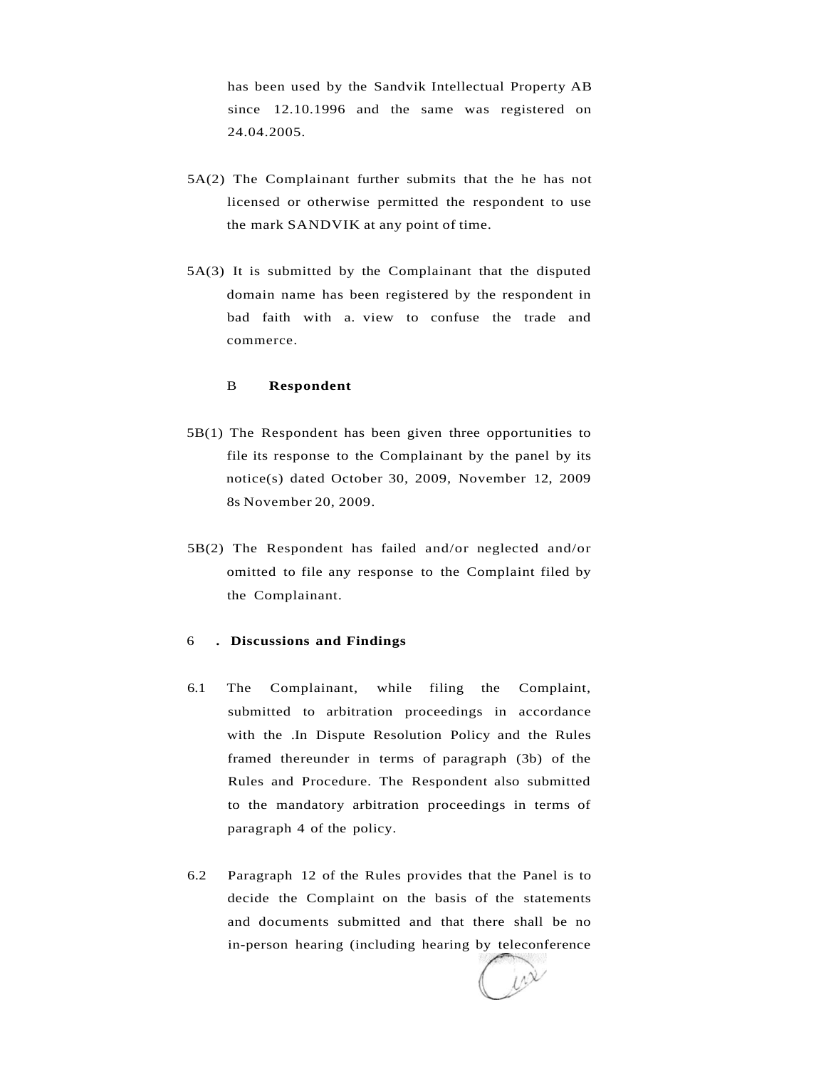has been used by the Sandvik Intellectual Property AB since 12.10.1996 and the same was registered on 24.04.2005.

5A(2) The Complainant further submits that the he has not licensed or otherwise permitted the respondent to use the mark SANDVIK at any point of time.

5A(3) It is submitted by the Complainant that the disputed domain name has been registered by the respondent in bad faith with a. view to confuse the trade and commerce.

B **Respondent**

5B(1) The Respondent has been given three opportunities to file its response to the Complainant by the panel by its notice(s) dated October 30, 2009, November 12, 2009 8s November 20, 2009.

5B(2) The Respondent has failed and/or neglected and/or omitted to file any response to the Complaint filed by the Complainant.

6 . **Discussions and Findings**

6.1 The Complainant, while filing the Complaint, submitted to arbitration proceedings in accordance with the .In Dispute Resolution Policy and the Rules framed thereunder in terms of paragraph (3b) of the Rules and Procedure. The Respondent also submitted to the mandatory arbitration proceedings in terms of paragraph 4 of the policy.

6.2 Paragraph 12 of the Rules provides that the Panel is to decide the Complaint on the basis of the statements and documents submitted and that there shall be no in-person hearing (including hearing by teleconference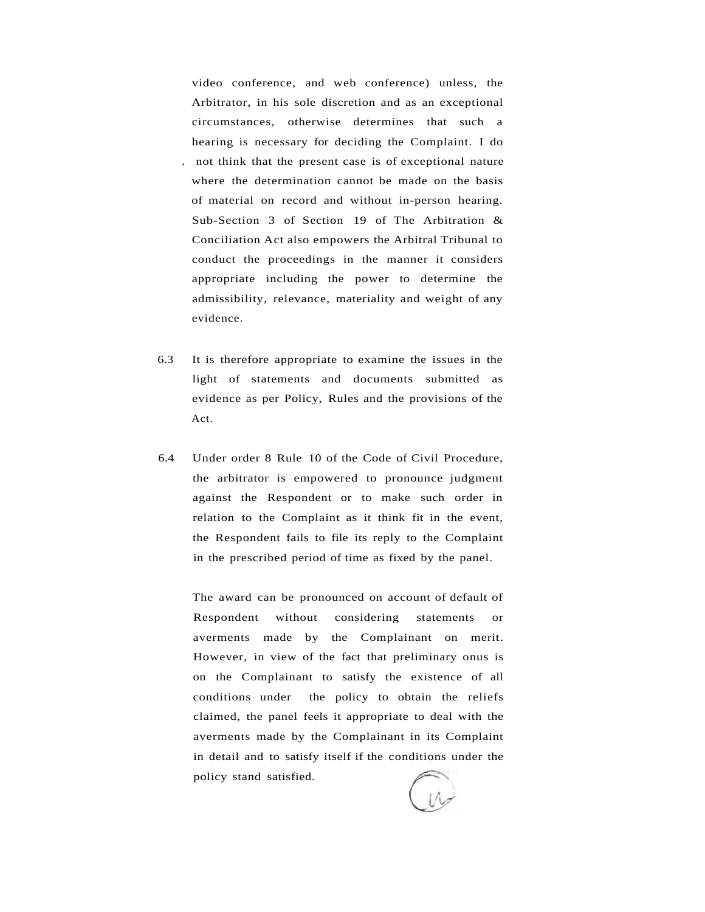video conference, and web conference) unless, the Arbitrator, in his sole discretion and as an exceptional circumstances, otherwise determines that such a hearing is necessary for deciding the Complaint. I do not think that the present case is of exceptional nature where the determination cannot be made on the basis of material on record and without in-person hearing. Sub-Section 3 of Section 19 of The Arbitration & Conciliation Act also empowers the Arbitral Tribunal to conduct the proceedings in the manner it considers appropriate including the power to determine the admissibility, relevance, materiality and weight of any evidence.

6.3 It is therefore appropriate to examine the issues in the light of statements and documents submitted as evidence as per Policy, Rules and the provisions of the Act.

6.4 Under order 8 Rule 10 of the Code of Civil Procedure, the arbitrator is empowered to pronounce judgment against the Respondent or to make such order in relation to the Complaint as it think fit in the event, the Respondent fails to file its reply to the Complaint in the prescribed period of time as fixed by the panel.

The award can be pronounced on account of default of Respondent without considering statements or averments made by the Complainant on merit. However, in view of the fact that preliminary onus is on the Complainant to satisfy the existence of all conditions under the policy to obtain the reliefs claimed, the panel feels it appropriate to deal with the averments made by the Complainant in its Complaint in detail and to satisfy itself if the conditions under the policy stand satisfied.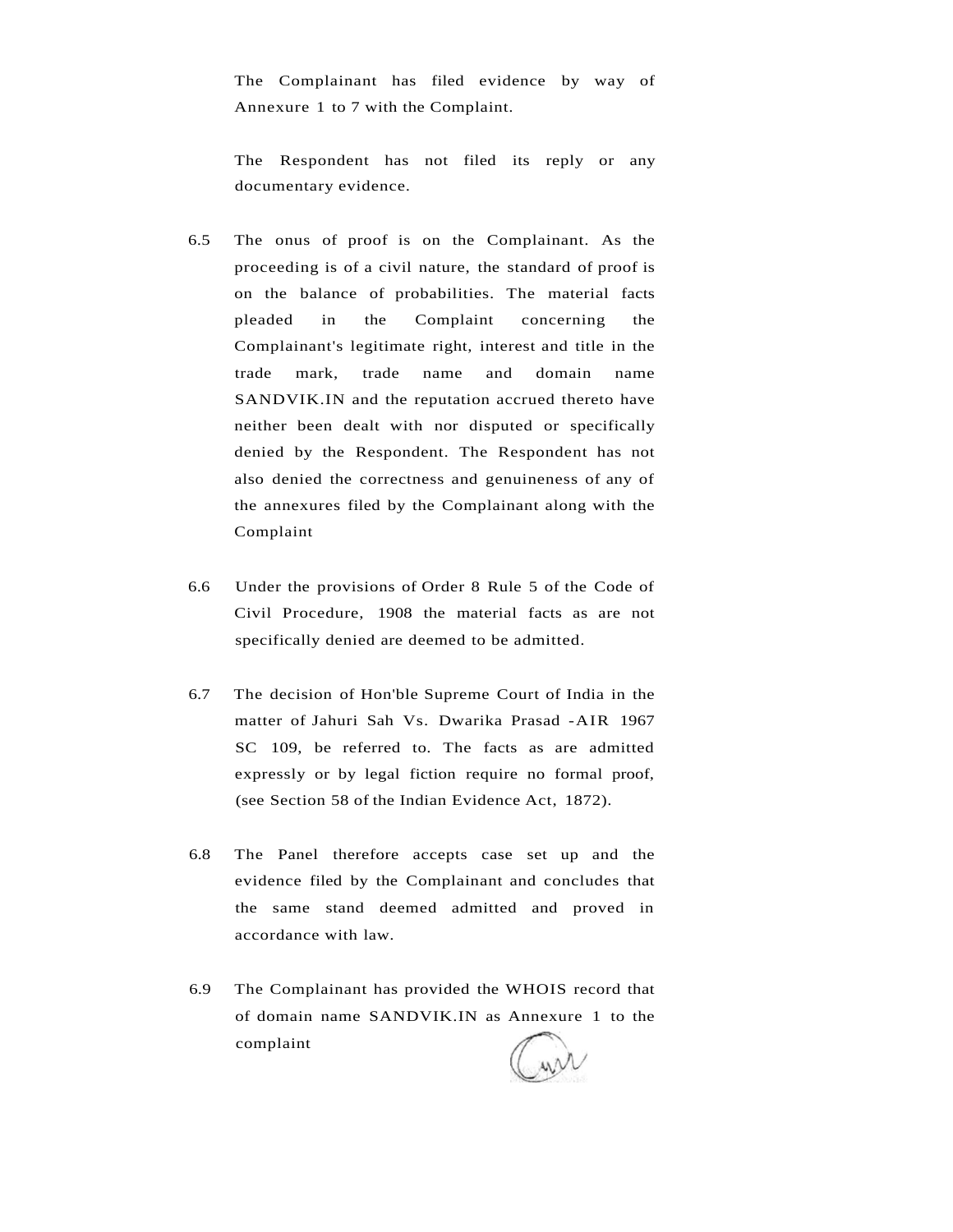The Complainant has filed evidence by way of Annexure 1 to 7 with the Complaint.

The Respondent has not filed its reply or any documentary evidence.

6.5 The onus of proof is on the Complainant. As the proceeding is of a civil nature, the standard of proof is on the balance of probabilities. The material facts pleaded in the Complaint concerning the Complainant's legitimate right, interest and title in the trade mark, trade name and domain name SANDVIK.IN and the reputation accrued thereto have neither been dealt with nor disputed or specifically denied by the Respondent. The Respondent has not also denied the correctness and genuineness of any of the annexures filed by the Complainant along with the Complaint

6.6 Under the provisions of Order 8 Rule 5 of the Code of Civil Procedure, 1908 the material facts as are not specifically denied are deemed to be admitted.

6.7 The decision of Hon'ble Supreme Court of India in the matter of Jahuri Sah Vs. Dwarika Prasad -AIR 1967 SC 109, be referred to. The facts as are admitted expressly or by legal fiction require no formal proof, (see Section 58 of the Indian Evidence Act, 1872).

6.8 The Panel therefore accepts case set up and the evidence filed by the Complainant and concludes that the same stand deemed admitted and proved in accordance with law.

6.9 The Complainant has provided the WHOIS record that of domain name SANDVIK.IN as Annexure 1 to the complaint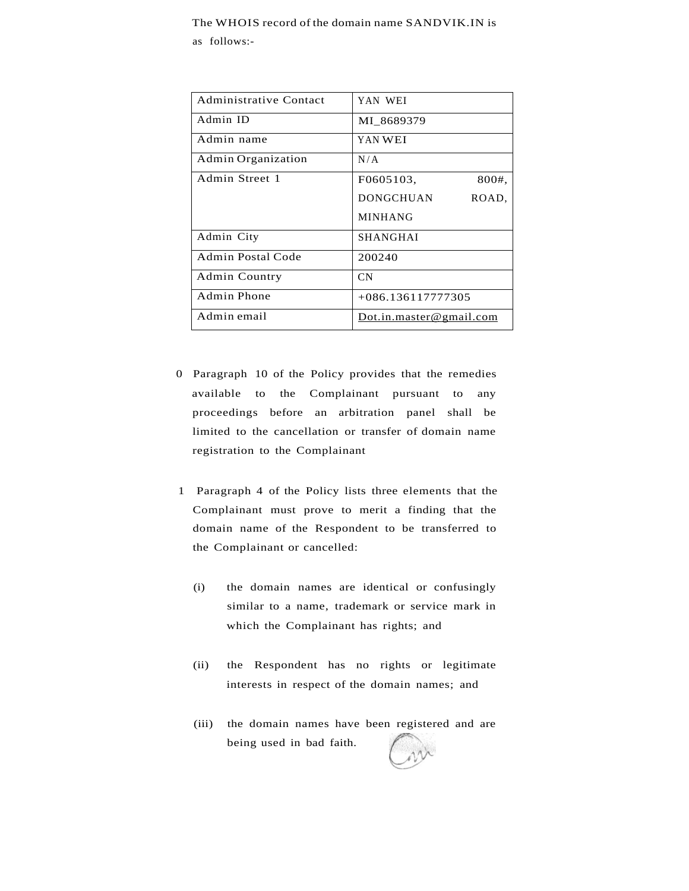The WHOIS record of the domain name SANDVIK.IN is as follows:-

| Administrative Contact | YAN WEI |
|---|---|
| Admin ID | MI_8689379 |
| Admin name | YAN WEI |
| Admin Organization | N/A |
| Admin Street 1 | F0605103, 800#, DONGCHUAN ROAD, MINHANG |
| Admin City | SHANGHAI |
| Admin Postal Code | 200240 |
| Admin Country | CN |
| Admin Phone | +086.136117777305 |
| Admin email | Dot.in.master@gmail.com |

0 Paragraph 10 of the Policy provides that the remedies available to the Complainant pursuant to any proceedings before an arbitration panel shall be limited to the cancellation or transfer of domain name registration to the Complainant

1 Paragraph 4 of the Policy lists three elements that the Complainant must prove to merit a finding that the domain name of the Respondent to be transferred to the Complainant or cancelled:

(i) the domain names are identical or confusingly similar to a name, trademark or service mark in which the Complainant has rights; and

(ii) the Respondent has no rights or legitimate interests in respect of the domain names; and

(iii) the domain names have been registered and are being used in bad faith.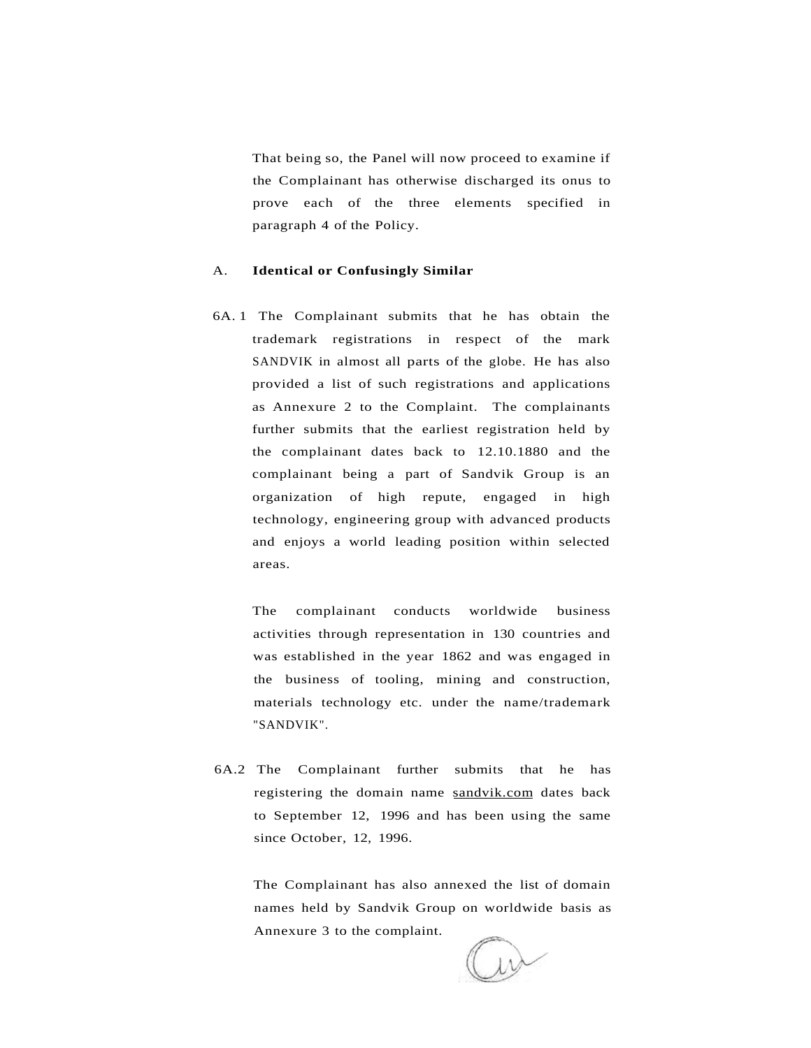That being so, the Panel will now proceed to examine if the Complainant has otherwise discharged its onus to prove each of the three elements specified in paragraph 4 of the Policy.

A. **Identical or Confusingly Similar**

6A. 1 The Complainant submits that he has obtain the trademark registrations in respect of the mark SANDVIK in almost all parts of the globe. He has also provided a list of such registrations and applications as Annexure 2 to the Complaint. The complainants further submits that the earliest registration held by the complainant dates back to 12.10.1880 and the complainant being a part of Sandvik Group is an organization of high repute, engaged in high technology, engineering group with advanced products and enjoys a world leading position within selected areas.

The complainant conducts worldwide business activities through representation in 130 countries and was established in the year 1862 and was engaged in the business of tooling, mining and construction, materials technology etc. under the name/trademark "SANDVIK".

6A.2 The Complainant further submits that he has registering the domain name sandvik.com dates back to September 12, 1996 and has been using the same since October, 12, 1996.

The Complainant has also annexed the list of domain names held by Sandvik Group on worldwide basis as Annexure 3 to the complaint.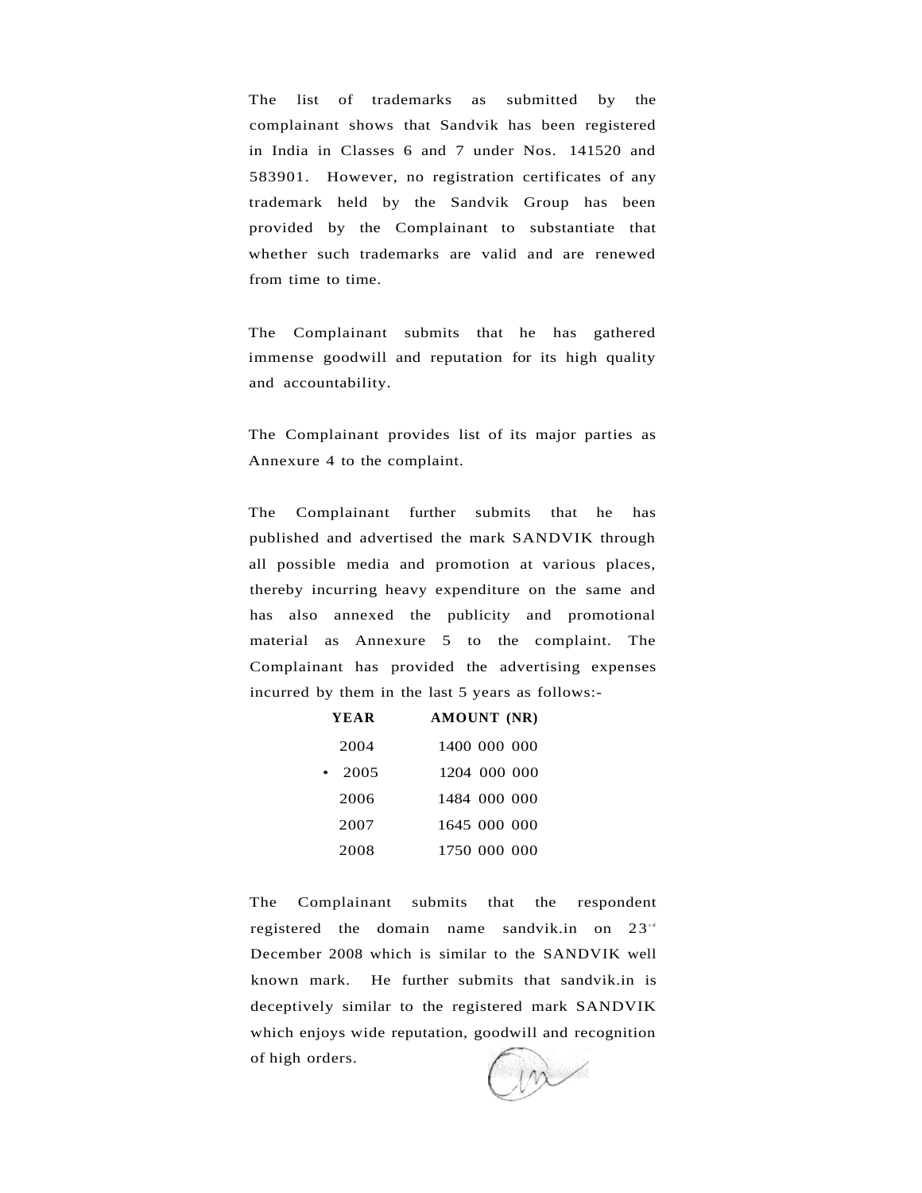The list of trademarks as submitted by the complainant shows that Sandvik has been registered in India in Classes 6 and 7 under Nos. 141520 and 583901. However, no registration certificates of any trademark held by the Sandvik Group has been provided by the Complainant to substantiate that whether such trademarks are valid and are renewed from time to time.

The Complainant submits that he has gathered immense goodwill and reputation for its high quality and accountability.

The Complainant provides list of its major parties as Annexure 4 to the complaint.

The Complainant further submits that he has published and advertised the mark SANDVIK through all possible media and promotion at various places, thereby incurring heavy expenditure on the same and has also annexed the publicity and promotional material as Annexure 5 to the complaint. The Complainant has provided the advertising expenses incurred by them in the last 5 years as follows:-

| YEAR | AMOUNT (NR) |
|---|---|
| 2004 | 1400 000 000 |
| 2005 | 1204 000 000 |
| 2006 | 1484 000 000 |
| 2007 | 1645 000 000 |
| 2008 | 1750 000 000 |

The Complainant submits that the respondent registered the domain name sandvik.in on 23rd December 2008 which is similar to the SANDVIK well known mark. He further submits that sandvik.in is deceptively similar to the registered mark SANDVIK which enjoys wide reputation, goodwill and recognition of high orders.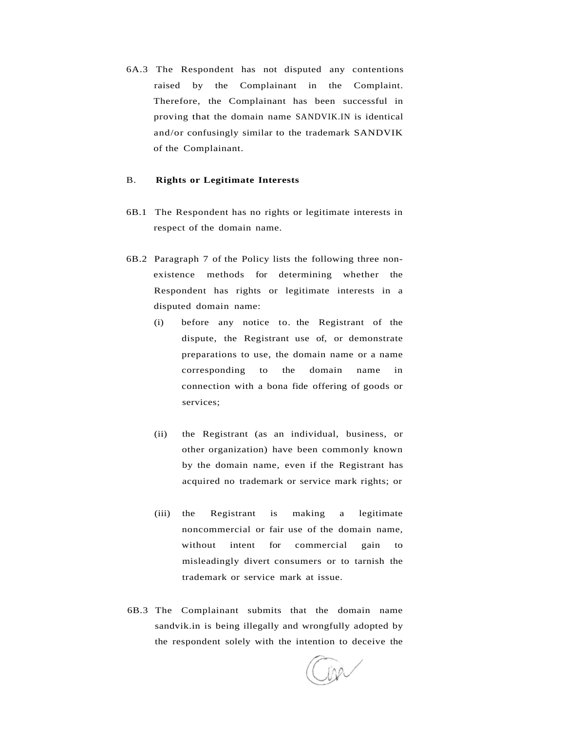6A.3 The Respondent has not disputed any contentions raised by the Complainant in the Complaint. Therefore, the Complainant has been successful in proving that the domain name SANDVIK.IN is identical and/or confusingly similar to the trademark SANDVIK of the Complainant.

B. **Rights or Legitimate Interests**

6B.1 The Respondent has no rights or legitimate interests in respect of the domain name.

6B.2 Paragraph 7 of the Policy lists the following three non-existence methods for determining whether the Respondent has rights or legitimate interests in a disputed domain name:

(i) before any notice to. the Registrant of the dispute, the Registrant use of, or demonstrate preparations to use, the domain name or a name corresponding to the domain name in connection with a bona fide offering of goods or services;

(ii) the Registrant (as an individual, business, or other organization) have been commonly known by the domain name, even if the Registrant has acquired no trademark or service mark rights; or

(iii) the Registrant is making a legitimate noncommercial or fair use of the domain name, without intent for commercial gain to misleadingly divert consumers or to tarnish the trademark or service mark at issue.

6B.3 The Complainant submits that the domain name sandvik.in is being illegally and wrongfully adopted by the respondent solely with the intention to deceive the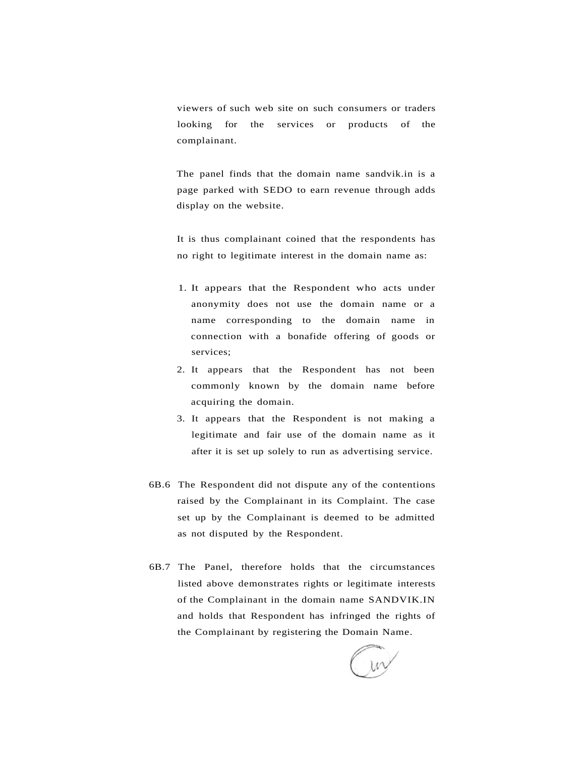viewers of such web site on such consumers or traders looking for the services or products of the complainant.

The panel finds that the domain name sandvik.in is a page parked with SEDO to earn revenue through adds display on the website.

It is thus complainant coined that the respondents has no right to legitimate interest in the domain name as:

1. It appears that the Respondent who acts under anonymity does not use the domain name or a name corresponding to the domain name in connection with a bonafide offering of goods or services;
2. It appears that the Respondent has not been commonly known by the domain name before acquiring the domain.
3. It appears that the Respondent is not making a legitimate and fair use of the domain name as it after it is set up solely to run as advertising service.

6B.6 The Respondent did not dispute any of the contentions raised by the Complainant in its Complaint. The case set up by the Complainant is deemed to be admitted as not disputed by the Respondent.

6B.7 The Panel, therefore holds that the circumstances listed above demonstrates rights or legitimate interests of the Complainant in the domain name SANDVIK.IN and holds that Respondent has infringed the rights of the Complainant by registering the Domain Name.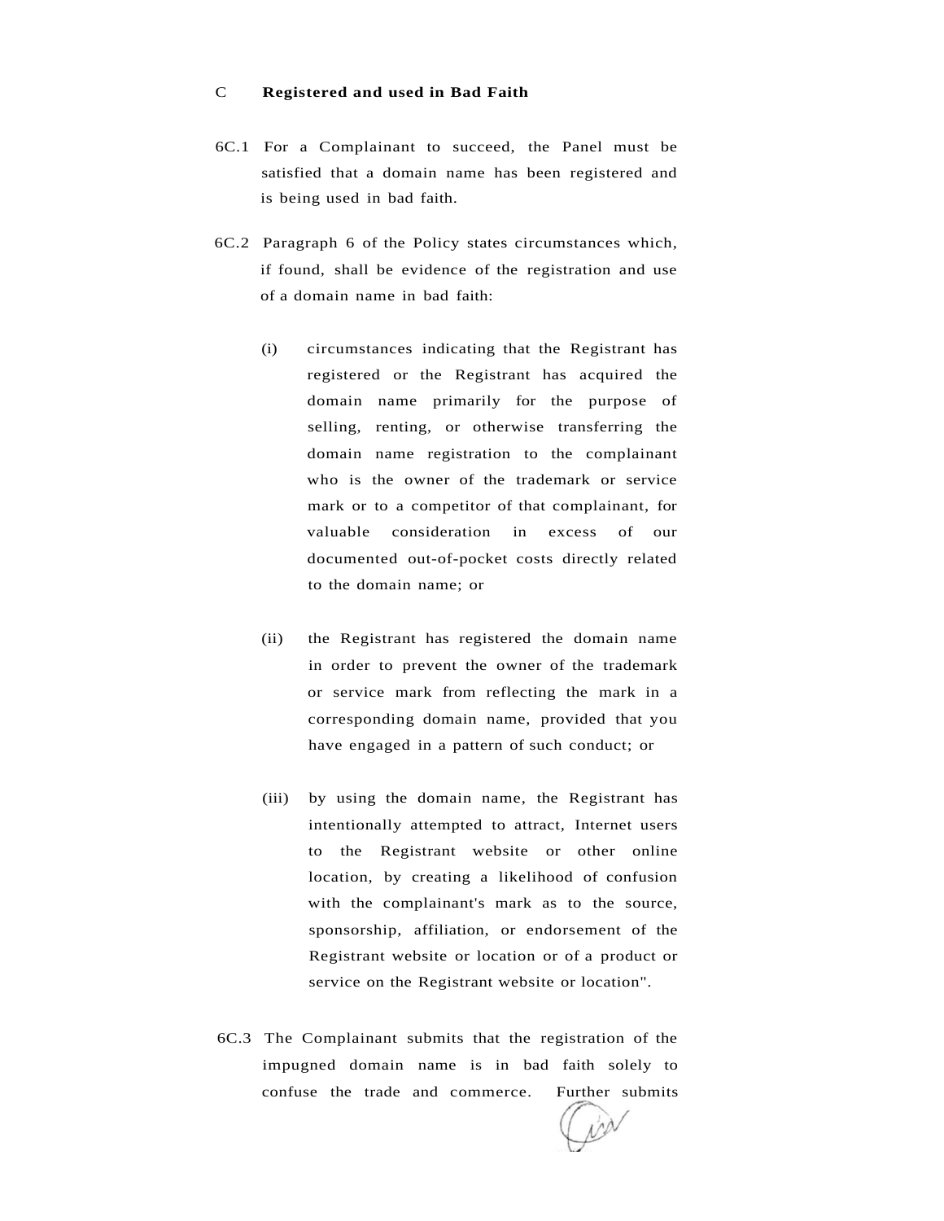C **Registered and used in Bad Faith**

6C.1 For a Complainant to succeed, the Panel must be satisfied that a domain name has been registered and is being used in bad faith.

6C.2 Paragraph 6 of the Policy states circumstances which, if found, shall be evidence of the registration and use of a domain name in bad faith:

(i) circumstances indicating that the Registrant has registered or the Registrant has acquired the domain name primarily for the purpose of selling, renting, or otherwise transferring the domain name registration to the complainant who is the owner of the trademark or service mark or to a competitor of that complainant, for valuable consideration in excess of our documented out-of-pocket costs directly related to the domain name; or

(ii) the Registrant has registered the domain name in order to prevent the owner of the trademark or service mark from reflecting the mark in a corresponding domain name, provided that you have engaged in a pattern of such conduct; or

(iii) by using the domain name, the Registrant has intentionally attempted to attract, Internet users to the Registrant website or other online location, by creating a likelihood of confusion with the complainant's mark as to the source, sponsorship, affiliation, or endorsement of the Registrant website or location or of a product or service on the Registrant website or location".

6C.3 The Complainant submits that the registration of the impugned domain name is in bad faith solely to confuse the trade and commerce. Further submits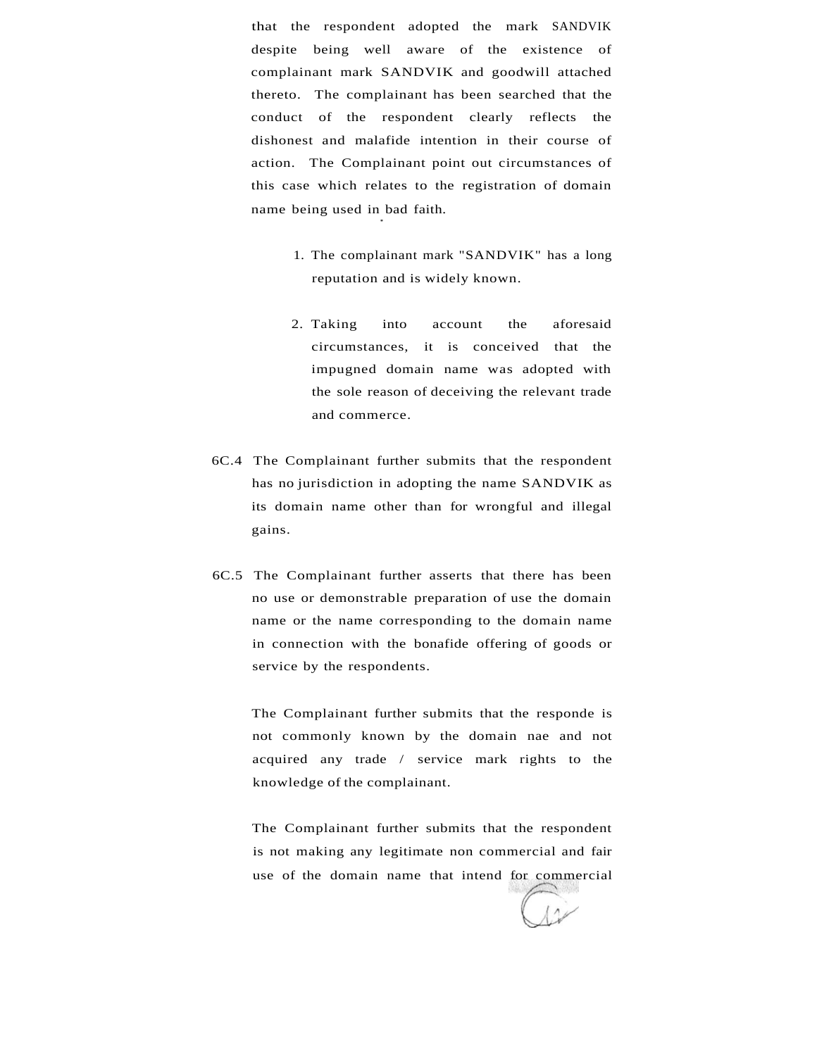that the respondent adopted the mark SANDVIK despite being well aware of the existence of complainant mark SANDVIK and goodwill attached thereto. The complainant has been searched that the conduct of the respondent clearly reflects the dishonest and malafide intention in their course of action. The Complainant point out circumstances of this case which relates to the registration of domain name being used in bad faith.

1. The complainant mark "SANDVIK" has a long reputation and is widely known.

2. Taking into account the aforesaid circumstances, it is conceived that the impugned domain name was adopted with the sole reason of deceiving the relevant trade and commerce.

6C.4 The Complainant further submits that the respondent has no jurisdiction in adopting the name SANDVIK as its domain name other than for wrongful and illegal gains.

6C.5 The Complainant further asserts that there has been no use or demonstrable preparation of use the domain name or the name corresponding to the domain name in connection with the bonafide offering of goods or service by the respondents.

The Complainant further submits that the responde is not commonly known by the domain nae and not acquired any trade / service mark rights to the knowledge of the complainant.

The Complainant further submits that the respondent is not making any legitimate non commercial and fair use of the domain name that intend for commercial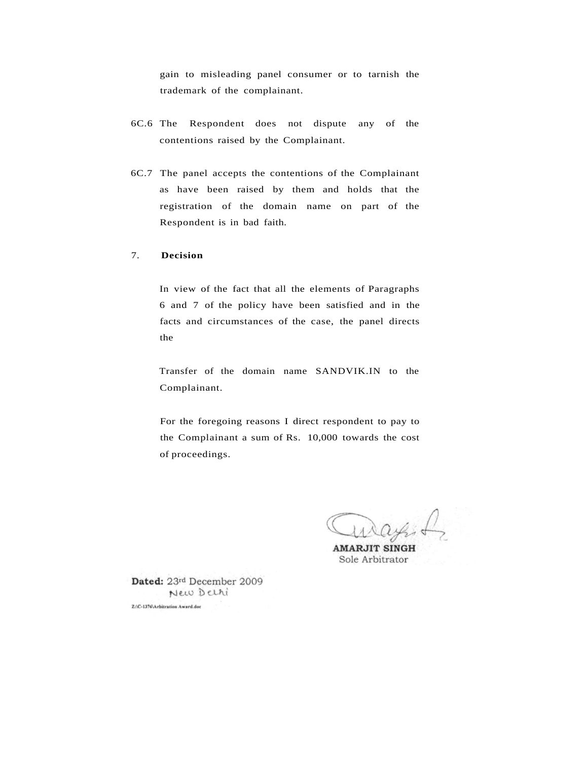gain to misleading panel consumer or to tarnish the trademark of the complainant.

6C.6 The Respondent does not dispute any of the contentions raised by the Complainant.

6C.7 The panel accepts the contentions of the Complainant as have been raised by them and holds that the registration of the domain name on part of the Respondent is in bad faith.

7. **Decision**

In view of the fact that all the elements of Paragraphs 6 and 7 of the policy have been satisfied and in the facts and circumstances of the case, the panel directs the

Transfer of the domain name SANDVIK.IN to the Complainant.

For the foregoing reasons I direct respondent to pay to the Complainant a sum of Rs. 10,000 towards the cost of proceedings.

**AMARJIT SINGH**
Sole Arbitrator

**Dated:** 23rd December 2009
New Delhi

Z:\C-1376\Arbitration Award.doc